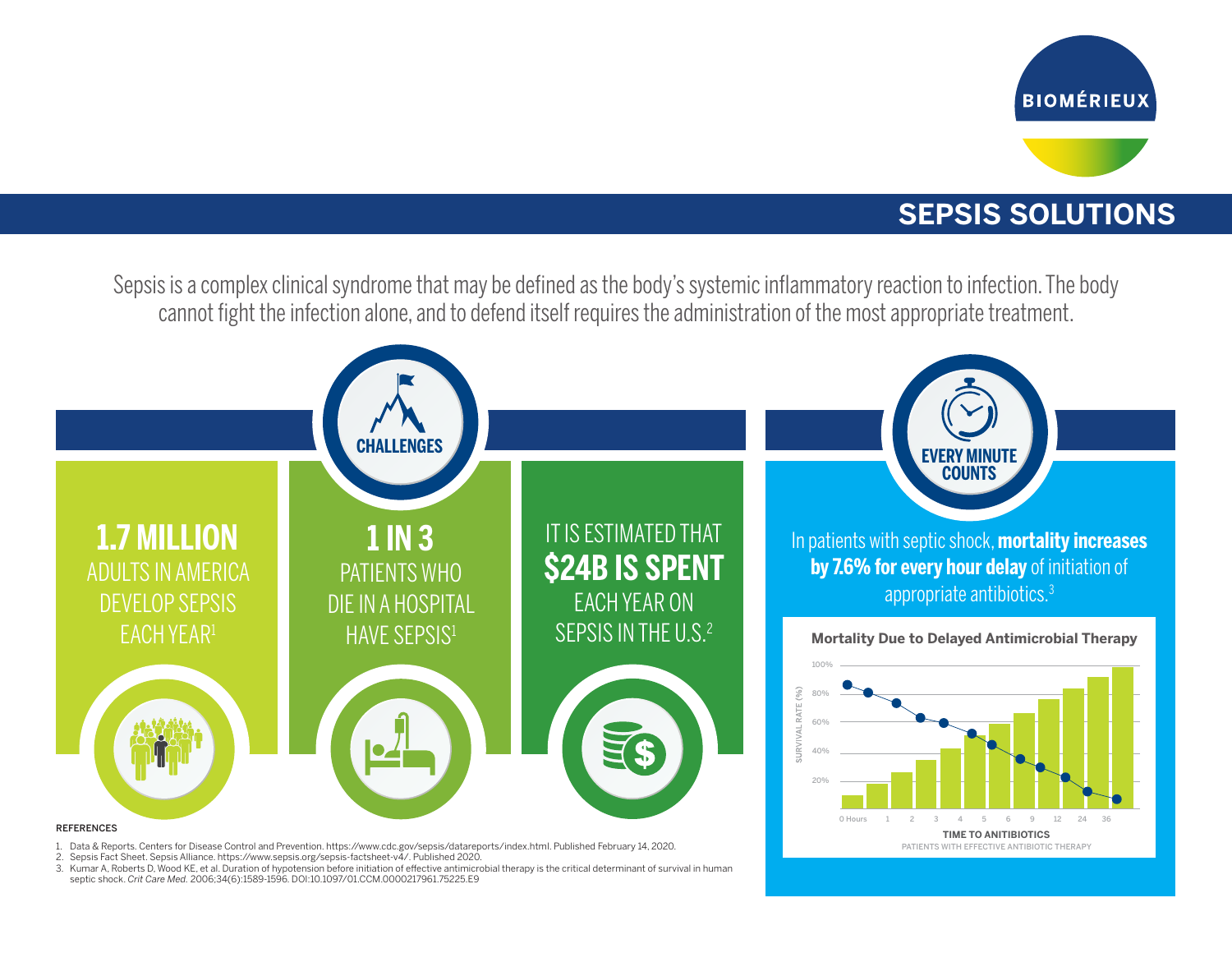BIOMÉRIEUX

# SEPSIS SOLUTIONS

Sepsis is a complex clinical syndrome that may be defined as the body's systemic inflammatory reaction to infection. The body cannot fight the infection alone, and to defend itself requires the administration of the most appropriate treatment.

## CHALLENGES

**1.7 MILLION** ADULTS IN AMERICA DEVELOP SEPSIS EACH YEAR[1]

**1 IN 3** PATIENTS WHO DIE IN A HOSPITAL HAVE SEPSIS[1]

IT IS ESTIMATED THAT **$24B IS SPENT** EACH YEAR ON SEPSIS IN THE U.S.[2]

## EVERY MINUTE COUNTS

In patients with septic shock, **mortality increases by 7.6% for every hour delay** of initiation of appropriate antibiotics.[3]

**Mortality Due to Delayed Antimicrobial Therapy**

SURVIVAL RATE (%): 20%, 40%, 60%, 80%, 100%

TIME TO ANITIBIOTICS: 0 Hours, 1, 2, 3, 4, 5, 6, 9, 12, 24, 36

PATIENTS WITH EFFECTIVE ANTIBIOTIC THERAPY

REFERENCES

1. Data & Reports. Centers for Disease Control and Prevention. https://www.cdc.gov/sepsis/datareports/index.html. Published February 14, 2020.
2. Sepsis Fact Sheet. Sepsis Alliance. https://www.sepsis.org/sepsis-factsheet-v4/. Published 2020.
3. Kumar A, Roberts D, Wood KE, et al. Duration of hypotension before initiation of effective antimicrobial therapy is the critical determinant of survival in human septic shock. *Crit Care Med.* 2006;34(6):1589-1596. DOI:10.1097/01.CCM.0000217961.75225.E9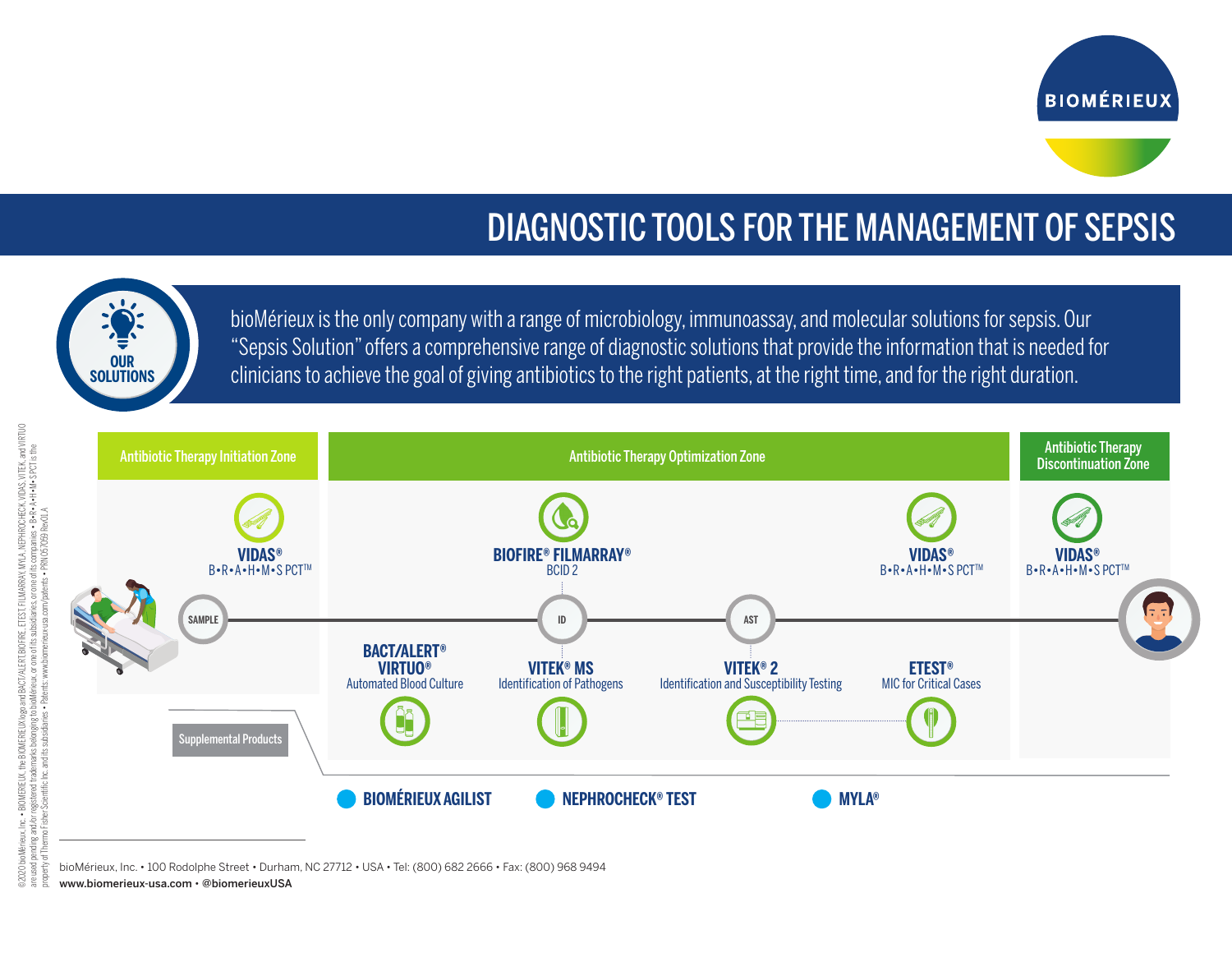BIOMÉRIEUX

# DIAGNOSTIC TOOLS FOR THE MANAGEMENT OF SEPSIS

## OUR SOLUTIONS

bioMérieux is the only company with a range of microbiology, immunoassay, and molecular solutions for sepsis. Our "Sepsis Solution" offers a comprehensive range of diagnostic solutions that provide the information that is needed for clinicians to achieve the goal of giving antibiotics to the right patients, at the right time, and for the right duration.

### Antibiotic Therapy Initiation Zone

**VIDAS®**
B•R•A•H•M•S PCT™

SAMPLE

### Antibiotic Therapy Optimization Zone

**BIOFIRE® FILMARRAY®**
BCID 2

**BACT/ALERT® VIRTUO®**
Automated Blood Culture

ID

**VITEK® MS**
Identification of Pathogens

AST

**VITEK® 2**
Identification and Susceptibility Testing

**VIDAS®**
B•R•A•H•M•S PCT™

**ETEST®**
MIC for Critical Cases

### Antibiotic Therapy Discontinuation Zone

**VIDAS®**
B•R•A•H•M•S PCT™

### Supplemental Products

- **BIOMÉRIEUX AGILIST**
- **NEPHROCHECK® TEST**
- **MYLA®**

©2020 bioMérieux, Inc. • BIOMERIEUX, the BIOMERIEUX logo and BACT/ALERT, BIOFIRE, ETEST, FILMARRAY, MYLA, NEPHROCHECK, VIDAS, VITEK, and VIRTUO are used pending and/or registered trademarks belonging to bioMérieux, or one of its subsidiaries, or one of its companies • B•R•A•H•M•S PCT is the property of Thermo Fisher Scientific Inc. and its subsidiaries • Patents: www.biomerieux-usa.com/patents • PRN 057059 Rev01.A

bioMérieux, Inc. • 100 Rodolphe Street • Durham, NC 27712 • USA • Tel: (800) 682 2666 • Fax: (800) 968 9494
**www.biomerieux-usa.com • @biomerieuxUSA**